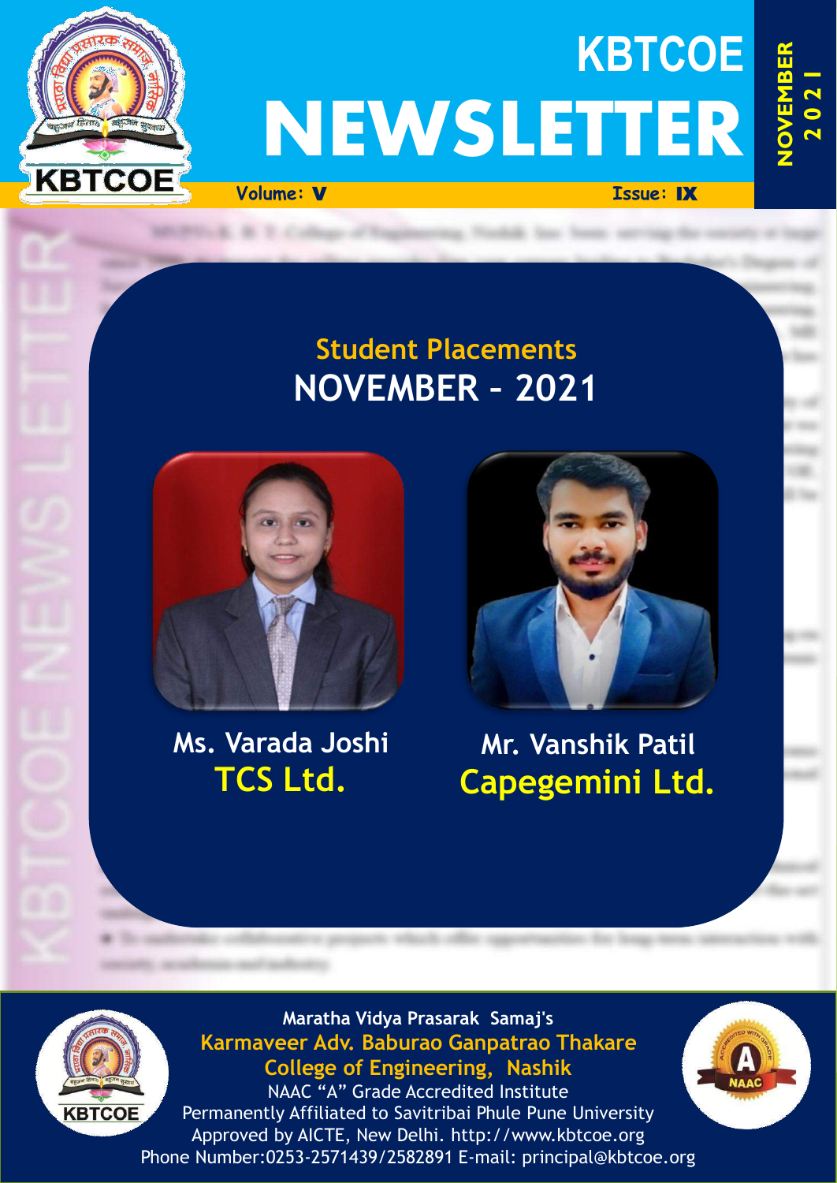# KBTCOE NEWSLETTER

NOVEMBER 2021

Volume: V

Issue: IX

## Student Placements
## NOVEMBER – 2021

**Ms. Varada Joshi**
**TCS Ltd.**

**Mr. Vanshik Patil**
**Capegemini Ltd.**

Maratha Vidya Prasarak Samaj's
**Karmaveer Adv. Baburao Ganpatrao Thakare College of Engineering, Nashik**
NAAC "A" Grade Accredited Institute
Permanently Affiliated to Savitribai Phule Pune University
Approved by AICTE, New Delhi. http://www.kbtcoe.org
Phone Number:0253-2571439/2582891 E-mail: principal@kbtcoe.org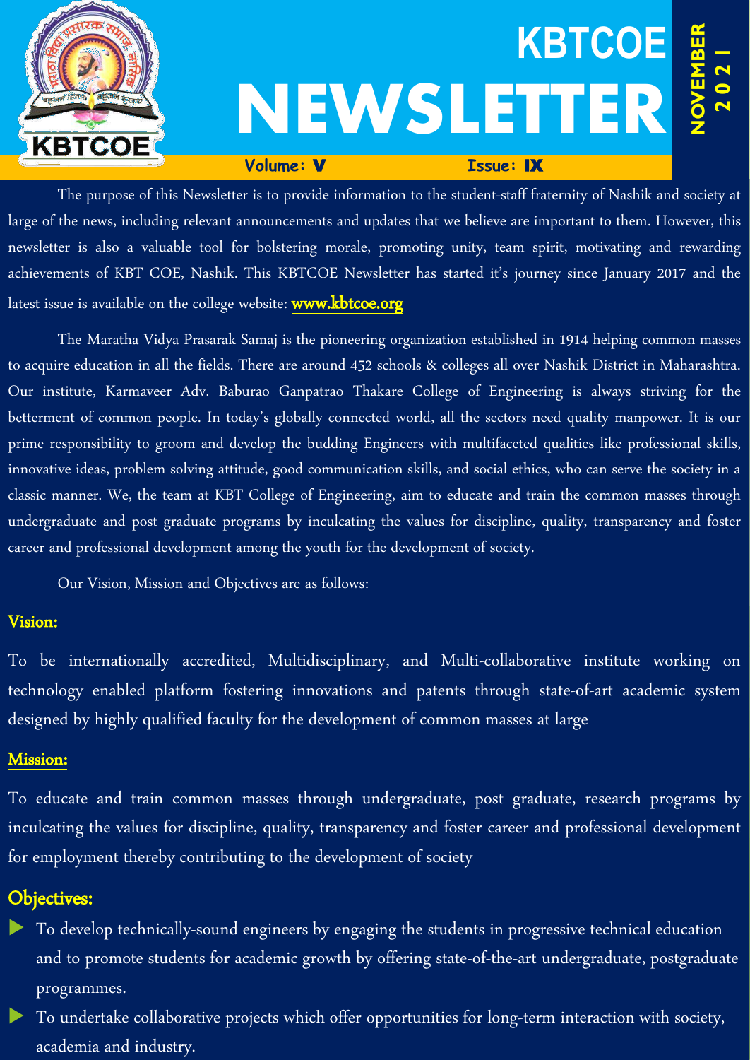# KBTCOE NEWSLETTER

**NOVEMBER 2021**

**Volume: V** **Issue: IX**

The purpose of this Newsletter is to provide information to the student-staff fraternity of Nashik and society at large of the news, including relevant announcements and updates that we believe are important to them. However, this newsletter is also a valuable tool for bolstering morale, promoting unity, team spirit, motivating and rewarding achievements of KBT COE, Nashik. This KBTCOE Newsletter has started it's journey since January 2017 and the latest issue is available on the college website: **www.kbtcoe.org**

The Maratha Vidya Prasarak Samaj is the pioneering organization established in 1914 helping common masses to acquire education in all the fields. There are around 452 schools & colleges all over Nashik District in Maharashtra. Our institute, Karmaveer Adv. Baburao Ganpatrao Thakare College of Engineering is always striving for the betterment of common people. In today's globally connected world, all the sectors need quality manpower. It is our prime responsibility to groom and develop the budding Engineers with multifaceted qualities like professional skills, innovative ideas, problem solving attitude, good communication skills, and social ethics, who can serve the society in a classic manner. We, the team at KBT College of Engineering, aim to educate and train the common masses through undergraduate and post graduate programs by inculcating the values for discipline, quality, transparency and foster career and professional development among the youth for the development of society.

Our Vision, Mission and Objectives are as follows:

## Vision:

To be internationally accredited, Multidisciplinary, and Multi-collaborative institute working on technology enabled platform fostering innovations and patents through state-of-art academic system designed by highly qualified faculty for the development of common masses at large

## Mission:

To educate and train common masses through undergraduate, post graduate, research programs by inculcating the values for discipline, quality, transparency and foster career and professional development for employment thereby contributing to the development of society

## Objectives:

- To develop technically-sound engineers by engaging the students in progressive technical education and to promote students for academic growth by offering state-of-the-art undergraduate, postgraduate programmes.
- To undertake collaborative projects which offer opportunities for long-term interaction with society, academia and industry.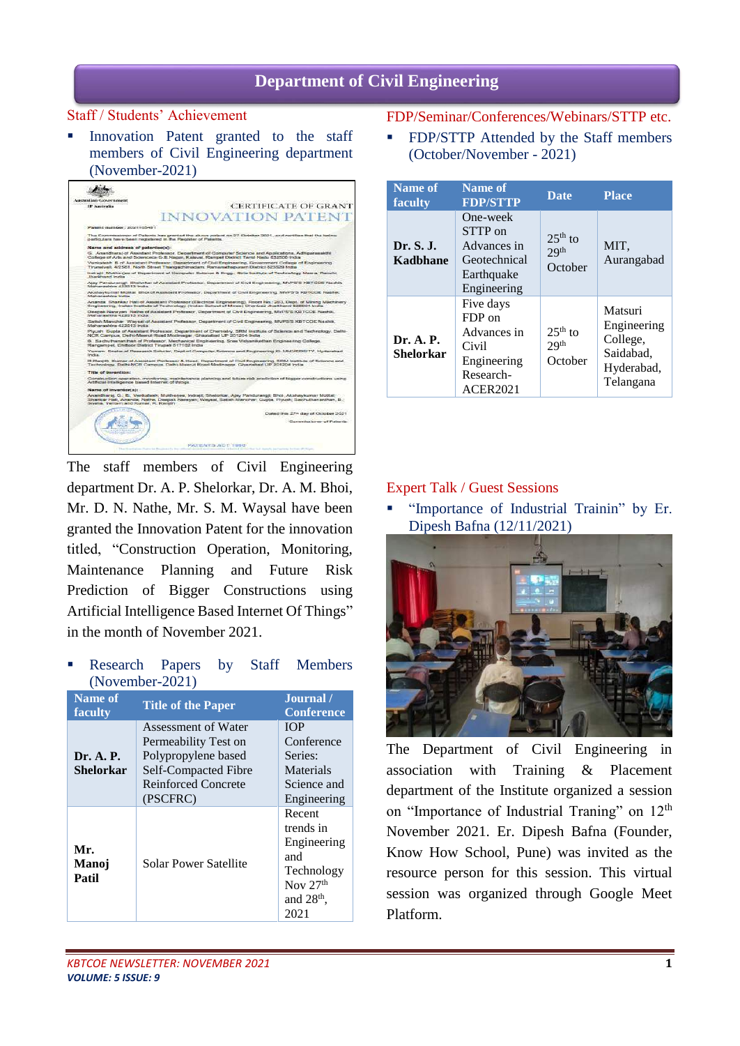# Department of Civil Engineering

## Staff / Students' Achievement

- Innovation Patent granted to the staff members of Civil Engineering department (November-2021)

The staff members of Civil Engineering department Dr. A. P. Shelorkar, Dr. A. M. Bhoi, Mr. D. N. Nathe, Mr. S. M. Waysal have been granted the Innovation Patent for the innovation titled, "Construction Operation, Monitoring, Maintenance Planning and Future Risk Prediction of Bigger Constructions using Artificial Intelligence Based Internet Of Things" in the month of November 2021.

- Research Papers by Staff Members (November-2021)

| Name of faculty | Title of the Paper | Journal / Conference |
|---|---|---|
| **Dr. A. P. Shelorkar** | Assessment of Water Permeability Test on Polypropylene based Self-Compacted Fibre Reinforced Concrete (PSCFRC) | IOP Conference Series: Materials Science and Engineering |
| **Mr. Manoj Patil** | Solar Power Satellite | Recent trends in Engineering and Technology Nov 27th and 28th, 2021 |

## FDP/Seminar/Conferences/Webinars/STTP etc.

- FDP/STTP Attended by the Staff members (October/November - 2021)

| Name of faculty | Name of FDP/STTP | Date | Place |
|---|---|---|---|
| **Dr. S. J. Kadbhane** | One-week STTP on Advances in Geotechnical Earthquake Engineering | 25th to 29th October | MIT, Aurangabad |
| **Dr. A. P. Shelorkar** | Five days FDP on Advances in Civil Engineering Research-ACER2021 | 25th to 29th October | Matsuri Engineering College, Saidabad, Hyderabad, Telangana |

## Expert Talk / Guest Sessions

- "Importance of Industrial Trainin" by Er. Dipesh Bafna (12/11/2021)

The Department of Civil Engineering in association with Training & Placement department of the Institute organized a session on "Importance of Industrial Traning" on 12th November 2021. Er. Dipesh Bafna (Founder, Know How School, Pune) was invited as the resource person for this session. This virtual session was organized through Google Meet Platform.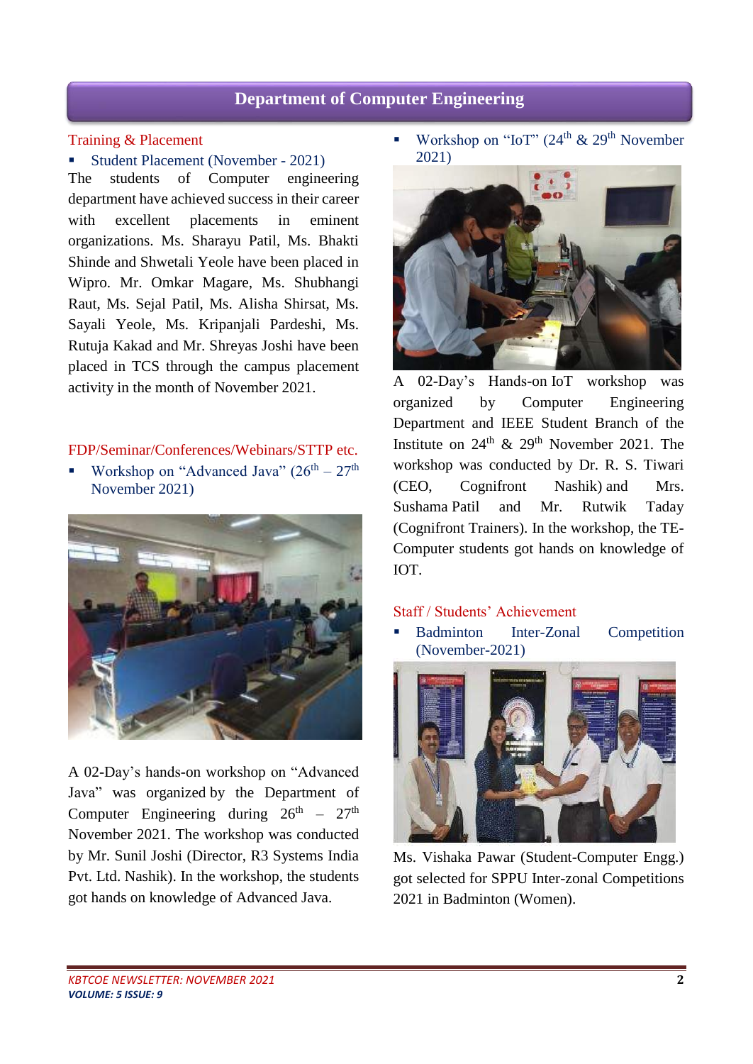## Department of Computer Engineering

### Training & Placement

- Student Placement (November - 2021)

The students of Computer engineering department have achieved success in their career with excellent placements in eminent organizations. Ms. Sharayu Patil, Ms. Bhakti Shinde and Shwetali Yeole have been placed in Wipro. Mr. Omkar Magare, Ms. Shubhangi Raut, Ms. Sejal Patil, Ms. Alisha Shirsat, Ms. Sayali Yeole, Ms. Kripanjali Pardeshi, Ms. Rutuja Kakad and Mr. Shreyas Joshi have been placed in TCS through the campus placement activity in the month of November 2021.

### FDP/Seminar/Conferences/Webinars/STTP etc.

- Workshop on "Advanced Java" (26th – 27th November 2021)

A 02-Day's hands-on workshop on "Advanced Java" was organized by the Department of Computer Engineering during 26th – 27th November 2021. The workshop was conducted by Mr. Sunil Joshi (Director, R3 Systems India Pvt. Ltd. Nashik). In the workshop, the students got hands on knowledge of Advanced Java.

- Workshop on "IoT" (24th & 29th November 2021)

A 02-Day's Hands-on IoT workshop was organized by Computer Engineering Department and IEEE Student Branch of the Institute on 24th & 29th November 2021. The workshop was conducted by Dr. R. S. Tiwari (CEO, Cognifront Nashik) and Mrs. Sushama Patil and Mr. Rutwik Taday (Cognifront Trainers). In the workshop, the TE-Computer students got hands on knowledge of IOT.

### Staff / Students' Achievement

- Badminton Inter-Zonal Competition (November-2021)

Ms. Vishaka Pawar (Student-Computer Engg.) got selected for SPPU Inter-zonal Competitions 2021 in Badminton (Women).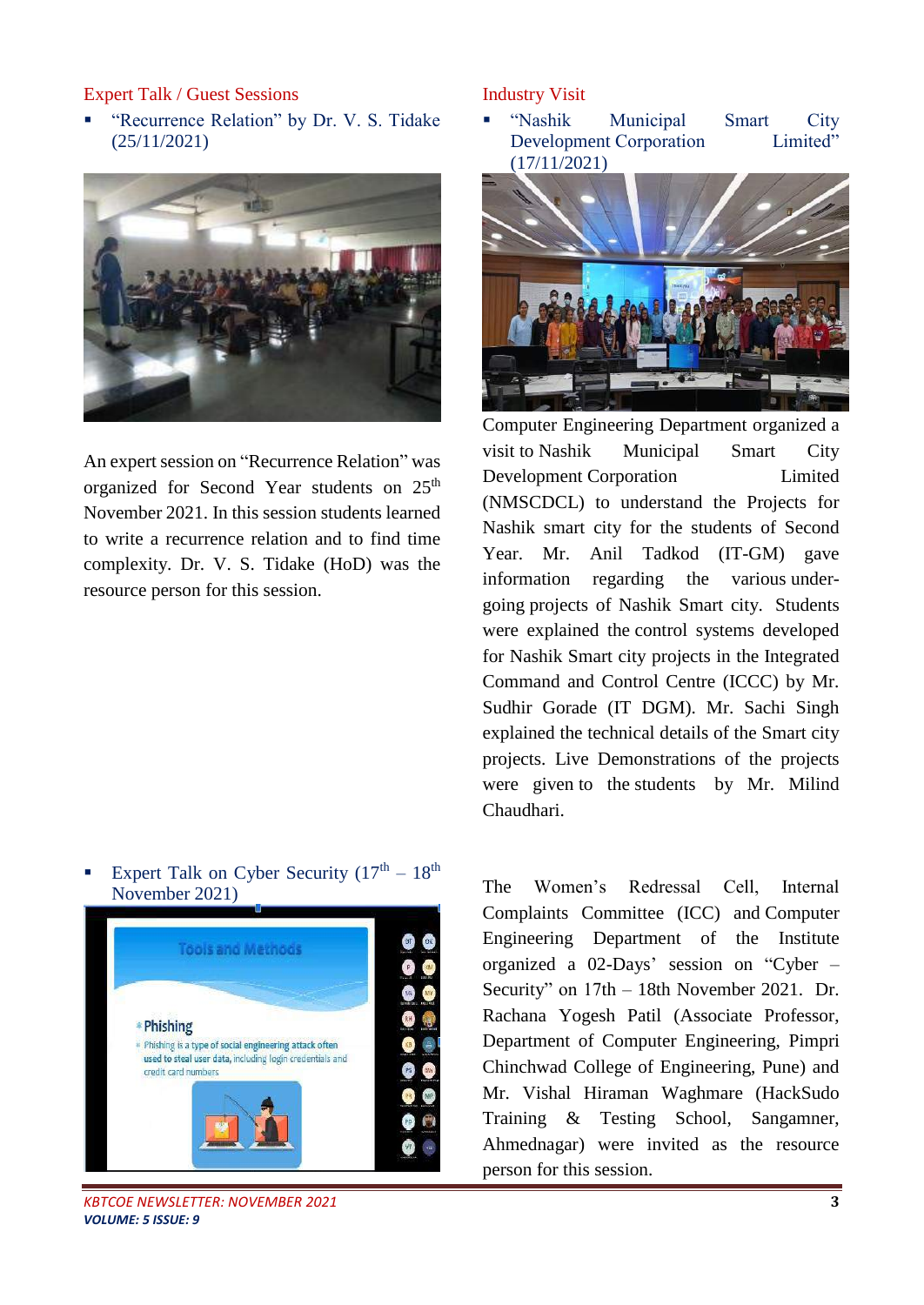## Expert Talk / Guest Sessions

- "Recurrence Relation" by Dr. V. S. Tidake (25/11/2021)

An expert session on "Recurrence Relation" was organized for Second Year students on 25th November 2021. In this session students learned to write a recurrence relation and to find time complexity. Dr. V. S. Tidake (HoD) was the resource person for this session.

## Industry Visit

- "Nashik Municipal Smart City Development Corporation Limited" (17/11/2021)

Computer Engineering Department organized a visit to Nashik Municipal Smart City Development Corporation Limited (NMSCDCL) to understand the Projects for Nashik smart city for the students of Second Year. Mr. Anil Tadkod (IT-GM) gave information regarding the various under-going projects of Nashik Smart city. Students were explained the control systems developed for Nashik Smart city projects in the Integrated Command and Control Centre (ICCC) by Mr. Sudhir Gorade (IT DGM). Mr. Sachi Singh explained the technical details of the Smart city projects. Live Demonstrations of the projects were given to the students by Mr. Milind Chaudhari.

- Expert Talk on Cyber Security (17th – 18th November 2021)

The Women's Redressal Cell, Internal Complaints Committee (ICC) and Computer Engineering Department of the Institute organized a 02-Days' session on "Cyber – Security" on 17th – 18th November 2021. Dr. Rachana Yogesh Patil (Associate Professor, Department of Computer Engineering, Pimpri Chinchwad College of Engineering, Pune) and Mr. Vishal Hiraman Waghmare (HackSudo Training & Testing School, Sangamner, Ahmednagar) were invited as the resource person for this session.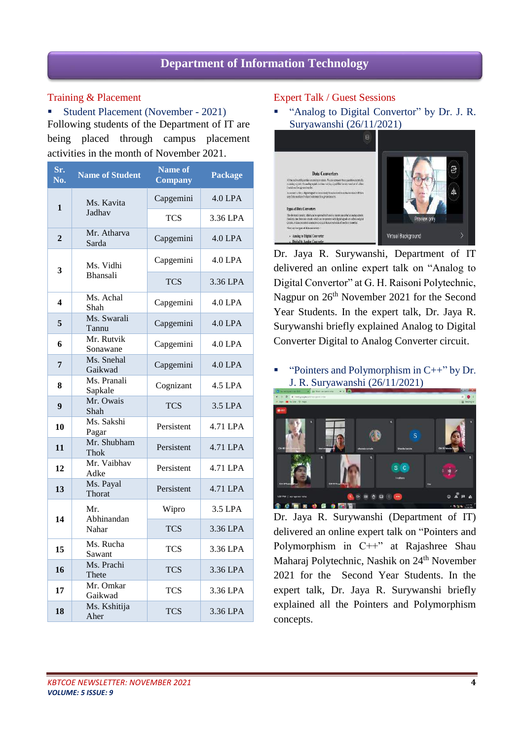# Department of Information Technology

## Training & Placement

- Student Placement (November - 2021)

Following students of the Department of IT are being placed through campus placement activities in the month of November 2021.

| Sr. No. | Name of Student | Name of Company | Package |
|---|---|---|---|
| 1 | Ms. Kavita Jadhav | Capgemini | 4.0 LPA |
| | | TCS | 3.36 LPA |
| 2 | Mr. Atharva Sarda | Capgemini | 4.0 LPA |
| 3 | Ms. Vidhi Bhansali | Capgemini | 4.0 LPA |
| | | TCS | 3.36 LPA |
| 4 | Ms. Achal Shah | Capgemini | 4.0 LPA |
| 5 | Ms. Swarali Tannu | Capgemini | 4.0 LPA |
| 6 | Mr. Rutvik Sonawane | Capgemini | 4.0 LPA |
| 7 | Ms. Snehal Gaikwad | Capgemini | 4.0 LPA |
| 8 | Ms. Pranali Sapkale | Cognizant | 4.5 LPA |
| 9 | Mr. Owais Shah | TCS | 3.5 LPA |
| 10 | Ms. Sakshi Pagar | Persistent | 4.71 LPA |
| 11 | Mr. Shubham Thok | Persistent | 4.71 LPA |
| 12 | Mr. Vaibhav Adke | Persistent | 4.71 LPA |
| 13 | Ms. Payal Thorat | Persistent | 4.71 LPA |
| 14 | Mr. Abhinandan Nahar | Wipro | 3.5 LPA |
| | | TCS | 3.36 LPA |
| 15 | Ms. Rucha Sawant | TCS | 3.36 LPA |
| 16 | Ms. Prachi Thete | TCS | 3.36 LPA |
| 17 | Mr. Omkar Gaikwad | TCS | 3.36 LPA |
| 18 | Ms. Kshitija Aher | TCS | 3.36 LPA |

## Expert Talk / Guest Sessions

- "Analog to Digital Convertor" by Dr. J. R. Suryawanshi (26/11/2021)

Dr. Jaya R. Surywanshi, Department of IT delivered an online expert talk on "Analog to Digital Convertor" at G. H. Raisoni Polytechnic, Nagpur on 26th November 2021 for the Second Year Students. In the expert talk, Dr. Jaya R. Surywanshi briefly explained Analog to Digital Converter Digital to Analog Converter circuit.

- "Pointers and Polymorphism in C++" by Dr. J. R. Suryawanshi (26/11/2021)

Dr. Jaya R. Surywanshi (Department of IT) delivered an online expert talk on "Pointers and Polymorphism in C++" at Rajashree Shau Maharaj Polytechnic, Nashik on 24th November 2021 for the Second Year Students. In the expert talk, Dr. Jaya R. Surywanshi briefly explained all the Pointers and Polymorphism concepts.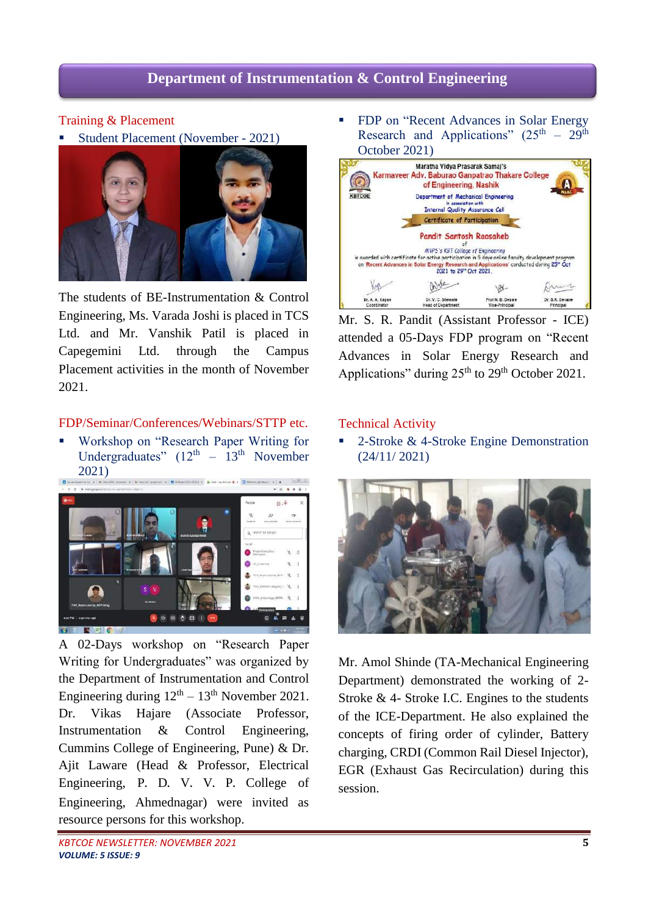# Department of Instrumentation & Control Engineering

## Training & Placement

- Student Placement (November - 2021)

The students of BE-Instrumentation & Control Engineering, Ms. Varada Joshi is placed in TCS Ltd. and Mr. Vanshik Patil is placed in Capegemini Ltd. through the Campus Placement activities in the month of November 2021.

## FDP/Seminar/Conferences/Webinars/STTP etc.

- Workshop on "Research Paper Writing for Undergraduates" (12th – 13th November 2021)

A 02-Days workshop on "Research Paper Writing for Undergraduates" was organized by the Department of Instrumentation and Control Engineering during 12th – 13th November 2021. Dr. Vikas Hajare (Associate Professor, Instrumentation & Control Engineering, Cummins College of Engineering, Pune) & Dr. Ajit Laware (Head & Professor, Electrical Engineering, P. D. V. V. P. College of Engineering, Ahmednagar) were invited as resource persons for this workshop.

- FDP on "Recent Advances in Solar Energy Research and Applications" (25th – 29th October 2021)

Mr. S. R. Pandit (Assistant Professor - ICE) attended a 05-Days FDP program on "Recent Advances in Solar Energy Research and Applications" during 25th to 29th October 2021.

## Technical Activity

- 2-Stroke & 4-Stroke Engine Demonstration (24/11/ 2021)

Mr. Amol Shinde (TA-Mechanical Engineering Department) demonstrated the working of 2-Stroke & 4- Stroke I.C. Engines to the students of the ICE-Department. He also explained the concepts of firing order of cylinder, Battery charging, CRDI (Common Rail Diesel Injector), EGR (Exhaust Gas Recirculation) during this session.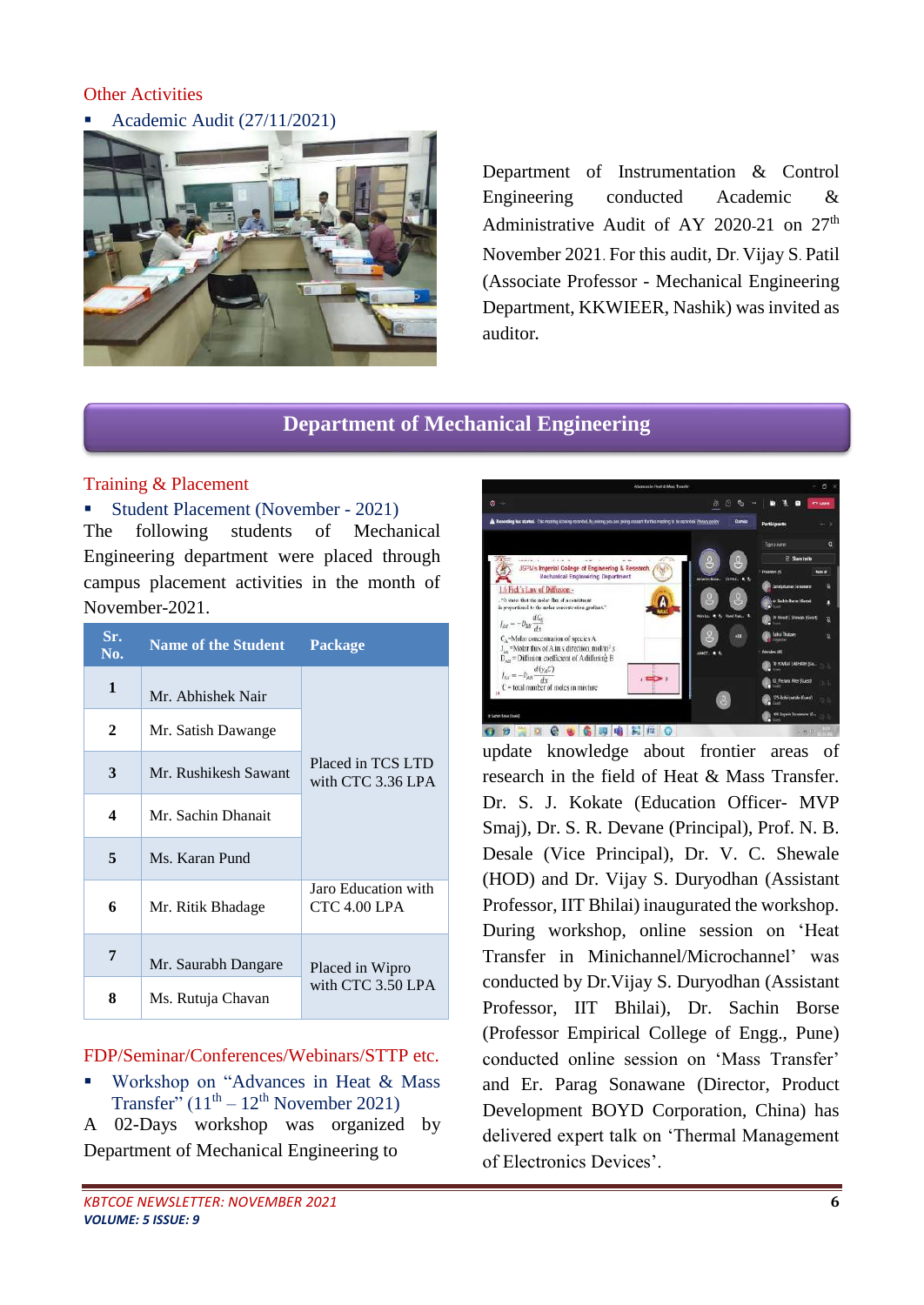## Other Activities

- Academic Audit (27/11/2021)

Department of Instrumentation & Control Engineering conducted Academic & Administrative Audit of AY 2020-21 on 27th November 2021. For this audit, Dr. Vijay S. Patil (Associate Professor - Mechanical Engineering Department, KKWIEER, Nashik) was invited as auditor.

# Department of Mechanical Engineering

## Training & Placement

- Student Placement (November - 2021)

The following students of Mechanical Engineering department were placed through campus placement activities in the month of November-2021.

| Sr. No. | Name of the Student | Package |
|---|---|---|
| 1 | Mr. Abhishek Nair | Placed in TCS LTD with CTC 3.36 LPA |
| 2 | Mr. Satish Dawange | |
| 3 | Mr. Rushikesh Sawant | |
| 4 | Mr. Sachin Dhanait | |
| 5 | Ms. Karan Pund | |
| 6 | Mr. Ritik Bhadage | Jaro Education with CTC 4.00 LPA |
| 7 | Mr. Saurabh Dangare | Placed in Wipro with CTC 3.50 LPA |
| 8 | Ms. Rutuja Chavan | |

## FDP/Seminar/Conferences/Webinars/STTP etc.

- Workshop on "Advances in Heat & Mass Transfer" ($11^{th}$ – $12^{th}$ November 2021)

A 02-Days workshop was organized by Department of Mechanical Engineering to update knowledge about frontier areas of research in the field of Heat & Mass Transfer. Dr. S. J. Kokate (Education Officer- MVP Smaj), Dr. S. R. Devane (Principal), Prof. N. B. Desale (Vice Principal), Dr. V. C. Shewale (HOD) and Dr. Vijay S. Duryodhan (Assistant Professor, IIT Bhilai) inaugurated the workshop. During workshop, online session on 'Heat Transfer in Minichannel/Microchannel' was conducted by Dr.Vijay S. Duryodhan (Assistant Professor, IIT Bhilai), Dr. Sachin Borse (Professor Empirical College of Engg., Pune) conducted online session on 'Mass Transfer' and Er. Parag Sonawane (Director, Product Development BOYD Corporation, China) has delivered expert talk on 'Thermal Management of Electronics Devices'.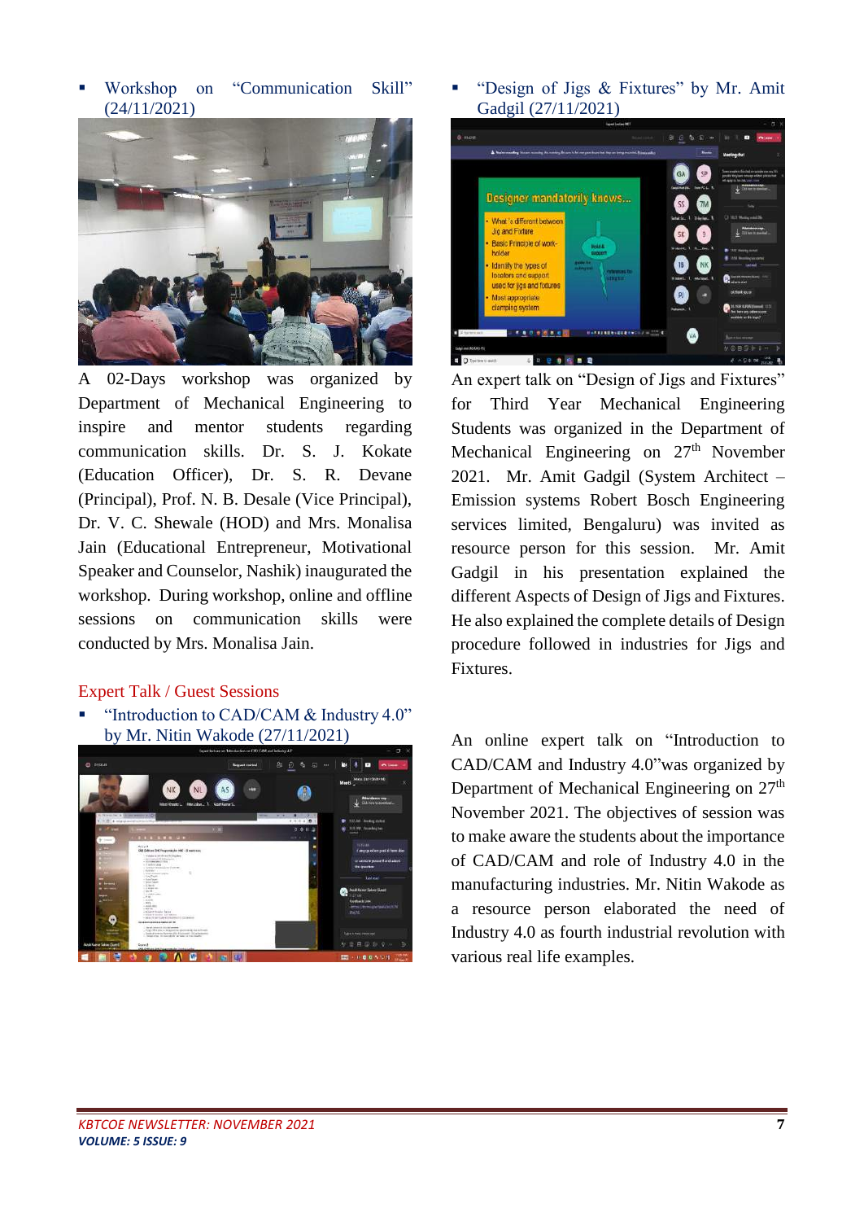- Workshop on "Communication Skill" (24/11/2021)

A 02-Days workshop was organized by Department of Mechanical Engineering to inspire and mentor students regarding communication skills. Dr. S. J. Kokate (Education Officer), Dr. S. R. Devane (Principal), Prof. N. B. Desale (Vice Principal), Dr. V. C. Shewale (HOD) and Mrs. Monalisa Jain (Educational Entrepreneur, Motivational Speaker and Counselor, Nashik) inaugurated the workshop. During workshop, online and offline sessions on communication skills were conducted by Mrs. Monalisa Jain.

## Expert Talk / Guest Sessions

- "Introduction to CAD/CAM & Industry 4.0" by Mr. Nitin Wakode (27/11/2021)

- "Design of Jigs & Fixtures" by Mr. Amit Gadgil (27/11/2021)

An expert talk on "Design of Jigs and Fixtures" for Third Year Mechanical Engineering Students was organized in the Department of Mechanical Engineering on 27th November 2021. Mr. Amit Gadgil (System Architect – Emission systems Robert Bosch Engineering services limited, Bengaluru) was invited as resource person for this session. Mr. Amit Gadgil in his presentation explained the different Aspects of Design of Jigs and Fixtures. He also explained the complete details of Design procedure followed in industries for Jigs and Fixtures.

An online expert talk on "Introduction to CAD/CAM and Industry 4.0"was organized by Department of Mechanical Engineering on 27th November 2021. The objectives of session was to make aware the students about the importance of CAD/CAM and role of Industry 4.0 in the manufacturing industries. Mr. Nitin Wakode as a resource person elaborated the need of Industry 4.0 as fourth industrial revolution with various real life examples.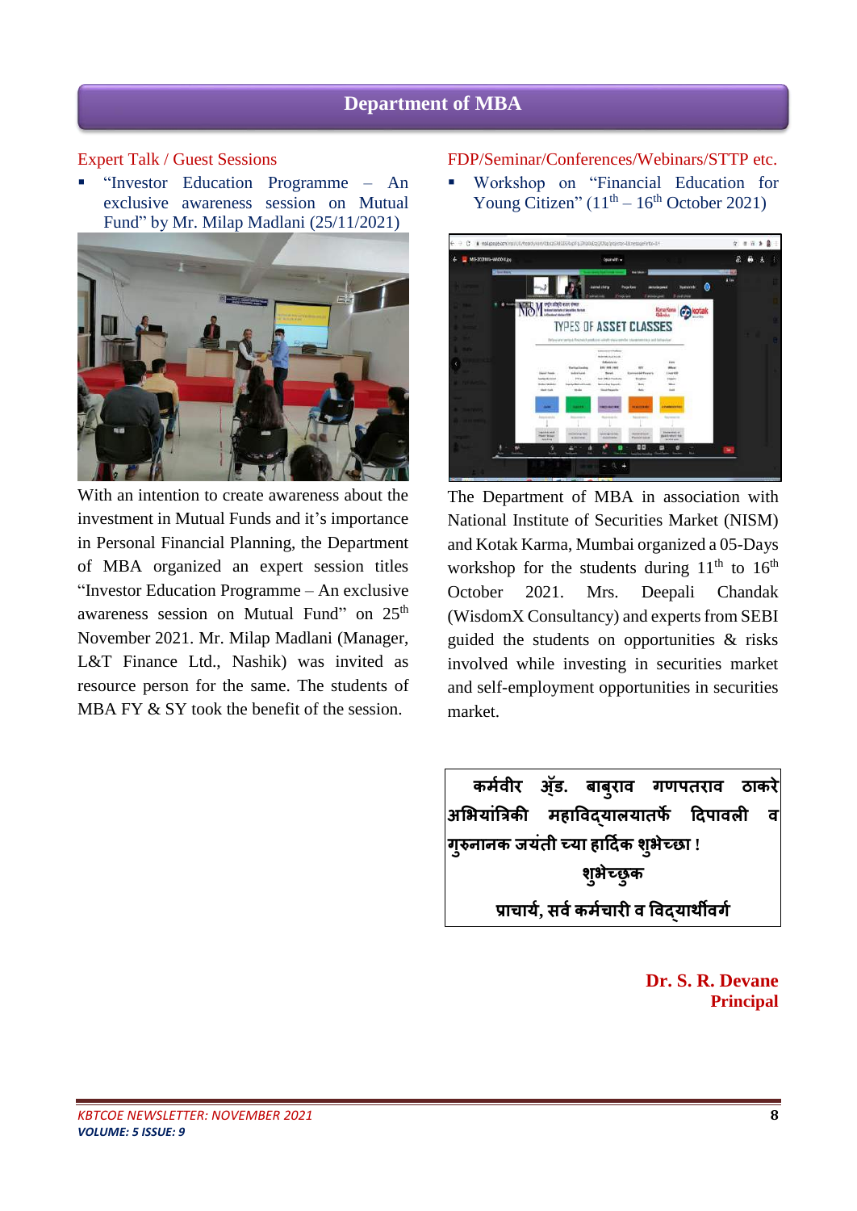## Department of MBA

### Expert Talk / Guest Sessions

- "Investor Education Programme – An exclusive awareness session on Mutual Fund" by Mr. Milap Madlani (25/11/2021)

With an intention to create awareness about the investment in Mutual Funds and it's importance in Personal Financial Planning, the Department of MBA organized an expert session titles "Investor Education Programme – An exclusive awareness session on Mutual Fund" on 25th November 2021. Mr. Milap Madlani (Manager, L&T Finance Ltd., Nashik) was invited as resource person for the same. The students of MBA FY & SY took the benefit of the session.

### FDP/Seminar/Conferences/Webinars/STTP etc.

- Workshop on "Financial Education for Young Citizen" (11th – 16th October 2021)

The Department of MBA in association with National Institute of Securities Market (NISM) and Kotak Karma, Mumbai organized a 05-Days workshop for the students during 11th to 16th October 2021. Mrs. Deepali Chandak (WisdomX Consultancy) and experts from SEBI guided the students on opportunities & risks involved while investing in securities market and self-employment opportunities in securities market.

**कर्मवीर ॲड. बाबुराव गणपतराव ठाकरे अभियांत्रिकी महाविद्यालयातर्फे दिपावली व गुरुनानक जयंती च्या हार्दिक शुभेच्छा !**

**शुभेच्छुक**

**प्राचार्य, सर्व कर्मचारी व विद्यार्थीवर्ग**

**Dr. S. R. Devane**
**Principal**